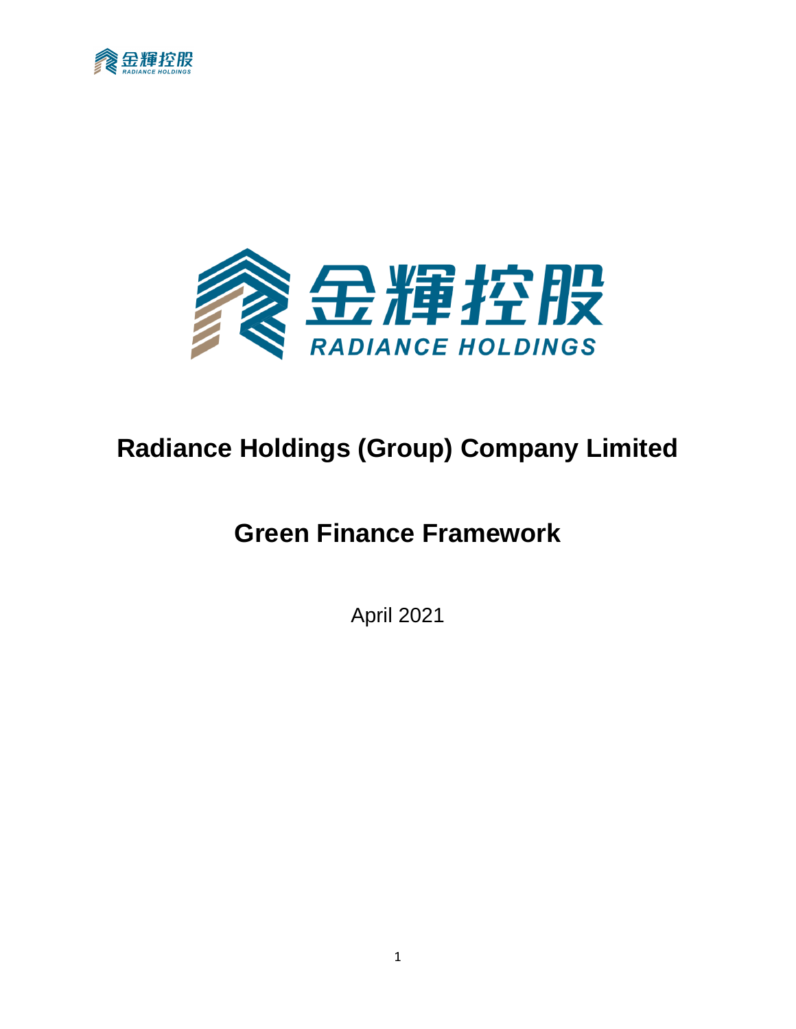# Radiance Holdings (Group) Company Limited

# Green Finance Framework

April 2021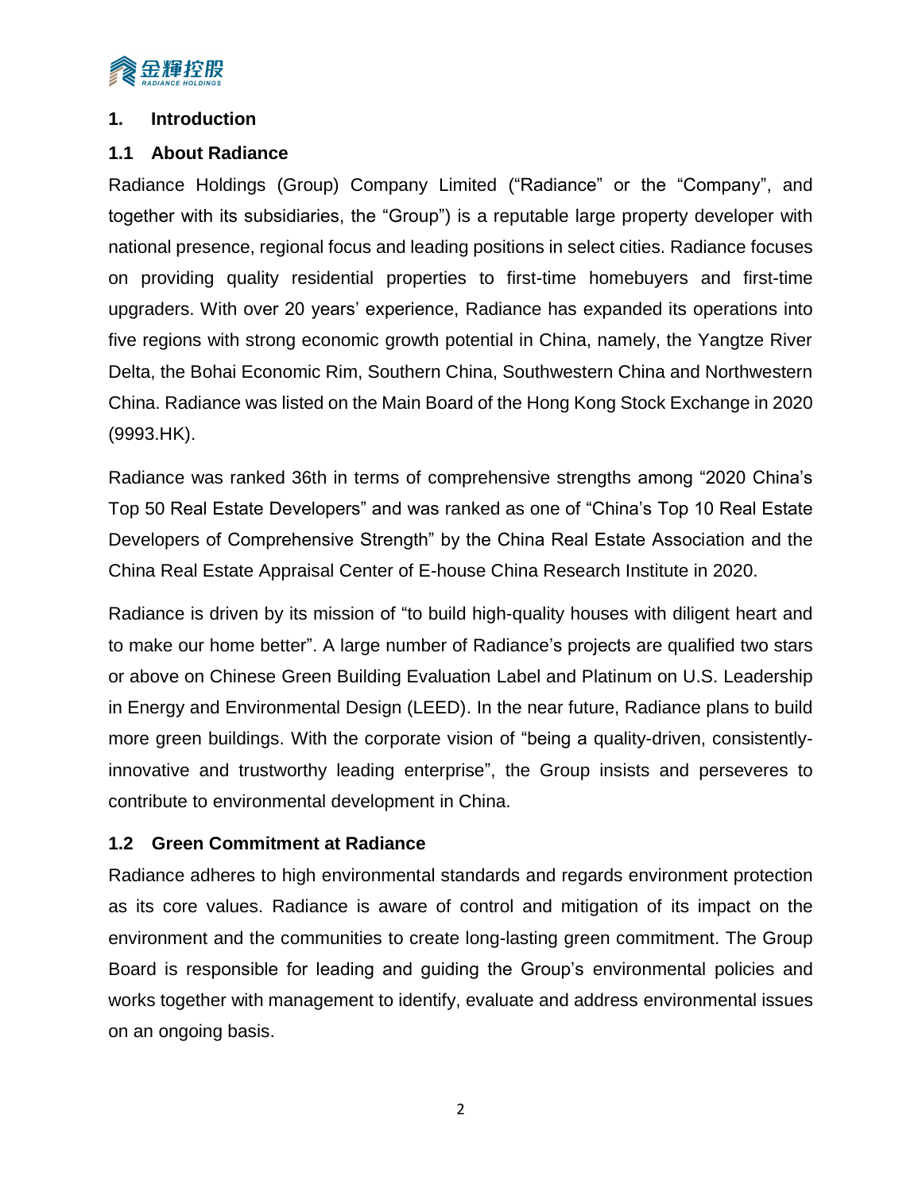## 1. Introduction

### 1.1 About Radiance

Radiance Holdings (Group) Company Limited ("Radiance" or the "Company", and together with its subsidiaries, the "Group") is a reputable large property developer with national presence, regional focus and leading positions in select cities. Radiance focuses on providing quality residential properties to first-time homebuyers and first-time upgraders. With over 20 years' experience, Radiance has expanded its operations into five regions with strong economic growth potential in China, namely, the Yangtze River Delta, the Bohai Economic Rim, Southern China, Southwestern China and Northwestern China. Radiance was listed on the Main Board of the Hong Kong Stock Exchange in 2020 (9993.HK).

Radiance was ranked 36th in terms of comprehensive strengths among "2020 China's Top 50 Real Estate Developers" and was ranked as one of "China's Top 10 Real Estate Developers of Comprehensive Strength" by the China Real Estate Association and the China Real Estate Appraisal Center of E-house China Research Institute in 2020.

Radiance is driven by its mission of "to build high-quality houses with diligent heart and to make our home better". A large number of Radiance's projects are qualified two stars or above on Chinese Green Building Evaluation Label and Platinum on U.S. Leadership in Energy and Environmental Design (LEED). In the near future, Radiance plans to build more green buildings. With the corporate vision of "being a quality-driven, consistently-innovative and trustworthy leading enterprise", the Group insists and perseveres to contribute to environmental development in China.

### 1.2 Green Commitment at Radiance

Radiance adheres to high environmental standards and regards environment protection as its core values. Radiance is aware of control and mitigation of its impact on the environment and the communities to create long-lasting green commitment. The Group Board is responsible for leading and guiding the Group's environmental policies and works together with management to identify, evaluate and address environmental issues on an ongoing basis.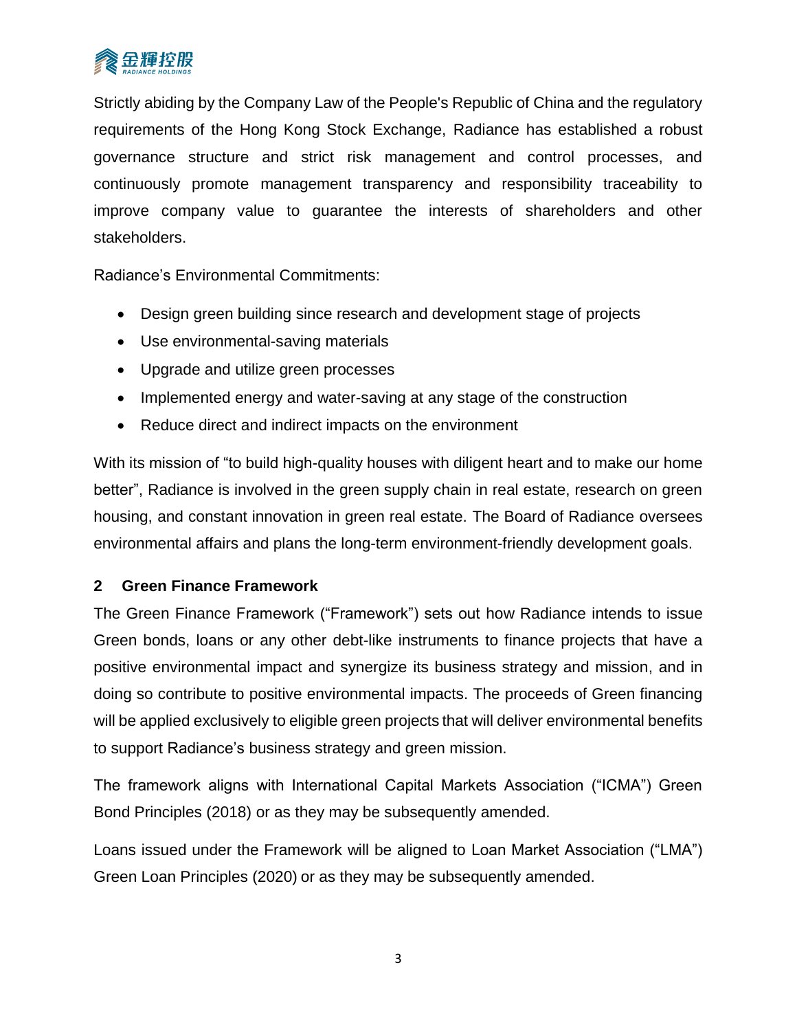Strictly abiding by the Company Law of the People's Republic of China and the regulatory requirements of the Hong Kong Stock Exchange, Radiance has established a robust governance structure and strict risk management and control processes, and continuously promote management transparency and responsibility traceability to improve company value to guarantee the interests of shareholders and other stakeholders.

Radiance's Environmental Commitments:

- Design green building since research and development stage of projects
- Use environmental-saving materials
- Upgrade and utilize green processes
- Implemented energy and water-saving at any stage of the construction
- Reduce direct and indirect impacts on the environment

With its mission of "to build high-quality houses with diligent heart and to make our home better", Radiance is involved in the green supply chain in real estate, research on green housing, and constant innovation in green real estate. The Board of Radiance oversees environmental affairs and plans the long-term environment-friendly development goals.

## 2 Green Finance Framework

The Green Finance Framework ("Framework") sets out how Radiance intends to issue Green bonds, loans or any other debt-like instruments to finance projects that have a positive environmental impact and synergize its business strategy and mission, and in doing so contribute to positive environmental impacts. The proceeds of Green financing will be applied exclusively to eligible green projects that will deliver environmental benefits to support Radiance's business strategy and green mission.

The framework aligns with International Capital Markets Association ("ICMA") Green Bond Principles (2018) or as they may be subsequently amended.

Loans issued under the Framework will be aligned to Loan Market Association ("LMA") Green Loan Principles (2020) or as they may be subsequently amended.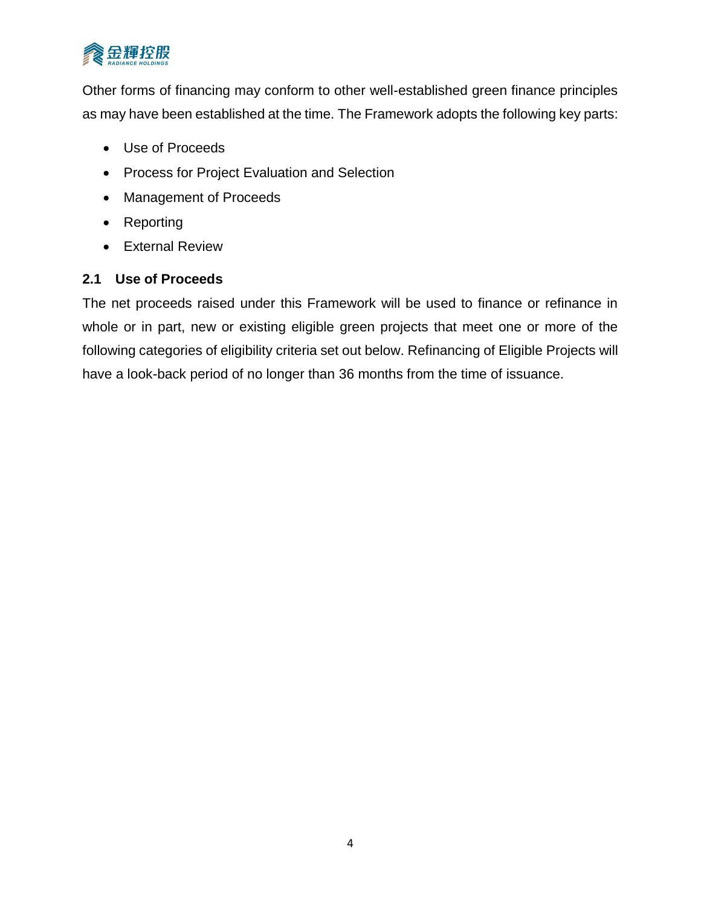Other forms of financing may conform to other well-established green finance principles as may have been established at the time. The Framework adopts the following key parts:

- Use of Proceeds
- Process for Project Evaluation and Selection
- Management of Proceeds
- Reporting
- External Review

## 2.1 Use of Proceeds

The net proceeds raised under this Framework will be used to finance or refinance in whole or in part, new or existing eligible green projects that meet one or more of the following categories of eligibility criteria set out below. Refinancing of Eligible Projects will have a look-back period of no longer than 36 months from the time of issuance.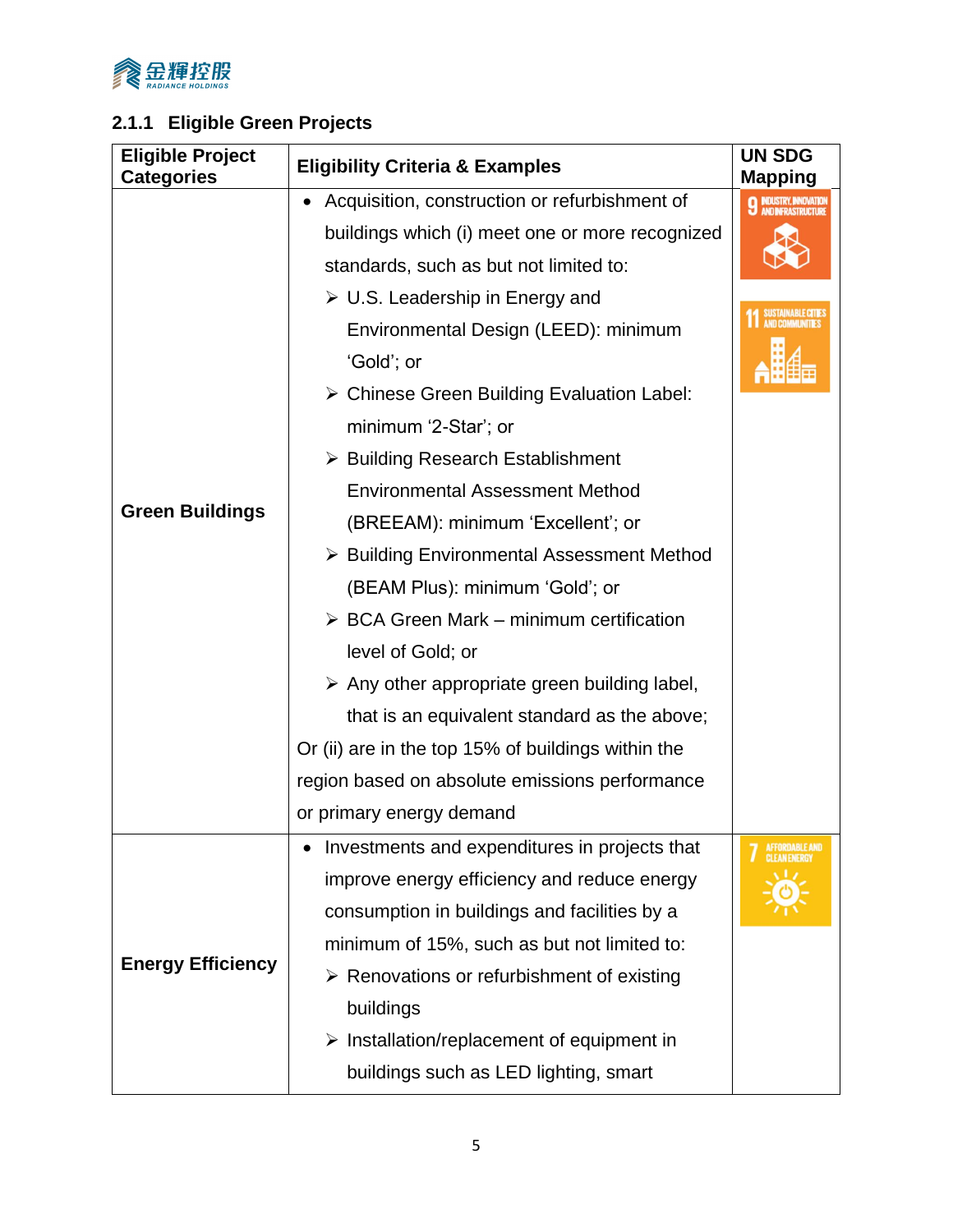### 2.1.1 Eligible Green Projects

| Eligible Project Categories | Eligibility Criteria & Examples | UN SDG Mapping |
|---|---|---|
| **Green Buildings** | • Acquisition, construction or refurbishment of buildings which (i) meet one or more recognized standards, such as but not limited to:<br>➢ U.S. Leadership in Energy and Environmental Design (LEED): minimum 'Gold'; or<br>➢ Chinese Green Building Evaluation Label: minimum '2-Star'; or<br>➢ Building Research Establishment Environmental Assessment Method (BREEAM): minimum 'Excellent'; or<br>➢ Building Environmental Assessment Method (BEAM Plus): minimum 'Gold'; or<br>➢ BCA Green Mark – minimum certification level of Gold; or<br>➢ Any other appropriate green building label, that is an equivalent standard as the above;<br>Or (ii) are in the top 15% of buildings within the region based on absolute emissions performance or primary energy demand | 9 INDUSTRY, INNOVATION AND INFRASTRUCTURE<br>11 SUSTAINABLE CITIES AND COMMUNITIES |
| **Energy Efficiency** | • Investments and expenditures in projects that improve energy efficiency and reduce energy consumption in buildings and facilities by a minimum of 15%, such as but not limited to:<br>➢ Renovations or refurbishment of existing buildings<br>➢ Installation/replacement of equipment in buildings such as LED lighting, smart | 7 AFFORDABLE AND CLEAN ENERGY |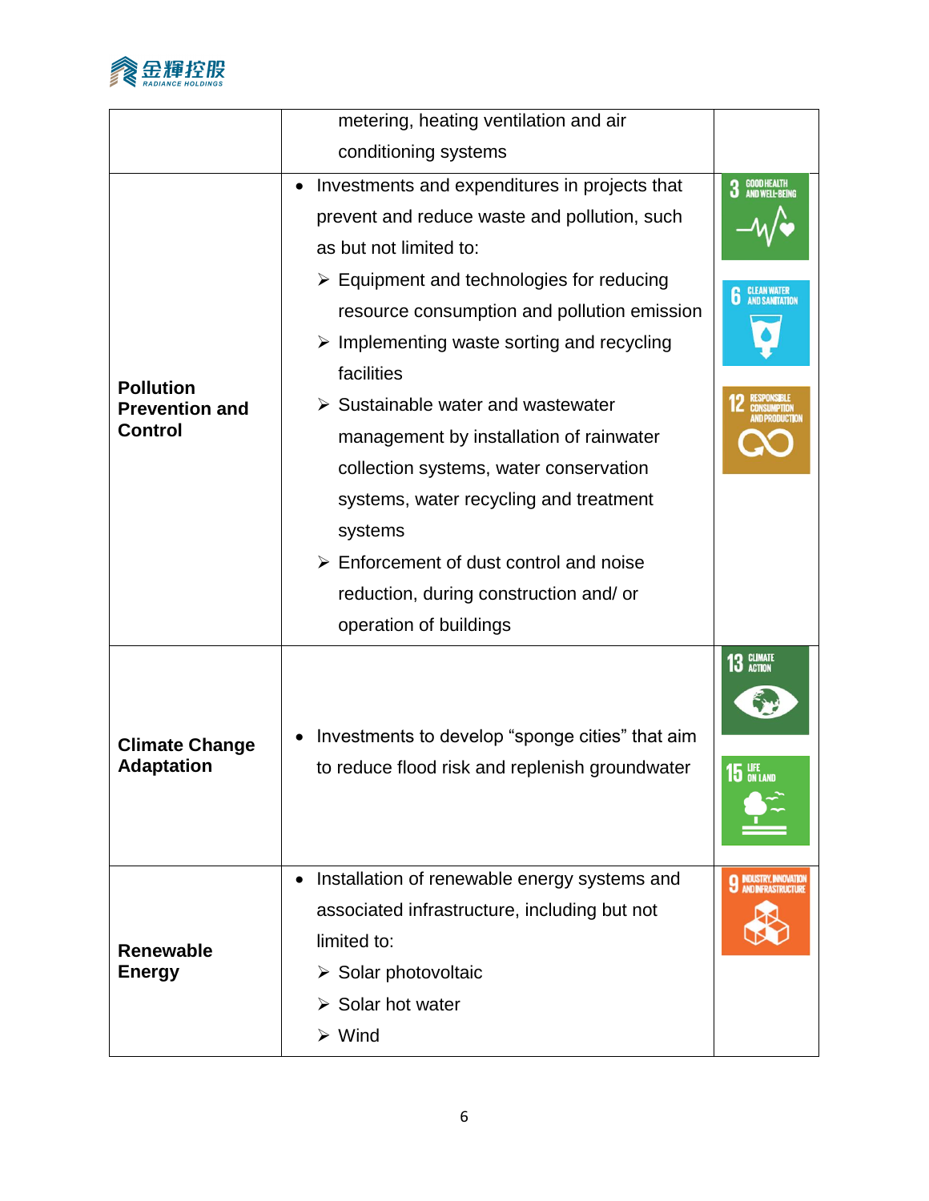| | | |
|---|---|---|
| | metering, heating ventilation and air conditioning systems | |
| **Pollution Prevention and Control** | • Investments and expenditures in projects that prevent and reduce waste and pollution, such as but not limited to:<br>➢ Equipment and technologies for reducing resource consumption and pollution emission<br>➢ Implementing waste sorting and recycling facilities<br>➢ Sustainable water and wastewater management by installation of rainwater collection systems, water conservation systems, water recycling and treatment systems<br>➢ Enforcement of dust control and noise reduction, during construction and/ or operation of buildings | 3 GOOD HEALTH AND WELL-BEING<br>6 CLEAN WATER AND SANITATION<br>12 RESPONSIBLE CONSUMPTION AND PRODUCTION |
| **Climate Change Adaptation** | • Investments to develop "sponge cities" that aim to reduce flood risk and replenish groundwater | 13 CLIMATE ACTION<br>15 LIFE ON LAND |
| **Renewable Energy** | • Installation of renewable energy systems and associated infrastructure, including but not limited to:<br>➢ Solar photovoltaic<br>➢ Solar hot water<br>➢ Wind | 9 INDUSTRY, INNOVATION AND INFRASTRUCTURE |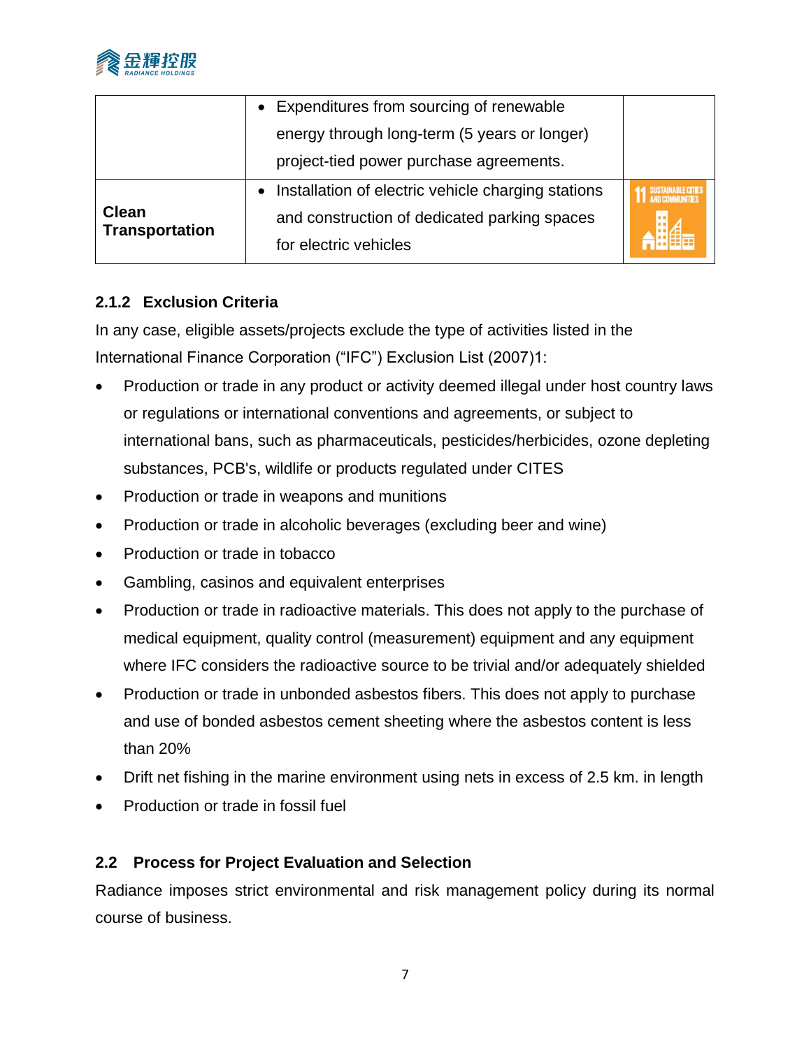| | | |
|---|---|---|
| | • Expenditures from sourcing of renewable energy through long-term (5 years or longer) project-tied power purchase agreements. | |
| **Clean Transportation** | • Installation of electric vehicle charging stations and construction of dedicated parking spaces for electric vehicles | 11 SUSTAINABLE CITIES AND COMMUNITIES |

### 2.1.2 Exclusion Criteria

In any case, eligible assets/projects exclude the type of activities listed in the International Finance Corporation ("IFC") Exclusion List (2007)1:

- Production or trade in any product or activity deemed illegal under host country laws or regulations or international conventions and agreements, or subject to international bans, such as pharmaceuticals, pesticides/herbicides, ozone depleting substances, PCB's, wildlife or products regulated under CITES
- Production or trade in weapons and munitions
- Production or trade in alcoholic beverages (excluding beer and wine)
- Production or trade in tobacco
- Gambling, casinos and equivalent enterprises
- Production or trade in radioactive materials. This does not apply to the purchase of medical equipment, quality control (measurement) equipment and any equipment where IFC considers the radioactive source to be trivial and/or adequately shielded
- Production or trade in unbonded asbestos fibers. This does not apply to purchase and use of bonded asbestos cement sheeting where the asbestos content is less than 20%
- Drift net fishing in the marine environment using nets in excess of 2.5 km. in length
- Production or trade in fossil fuel

## 2.2 Process for Project Evaluation and Selection

Radiance imposes strict environmental and risk management policy during its normal course of business.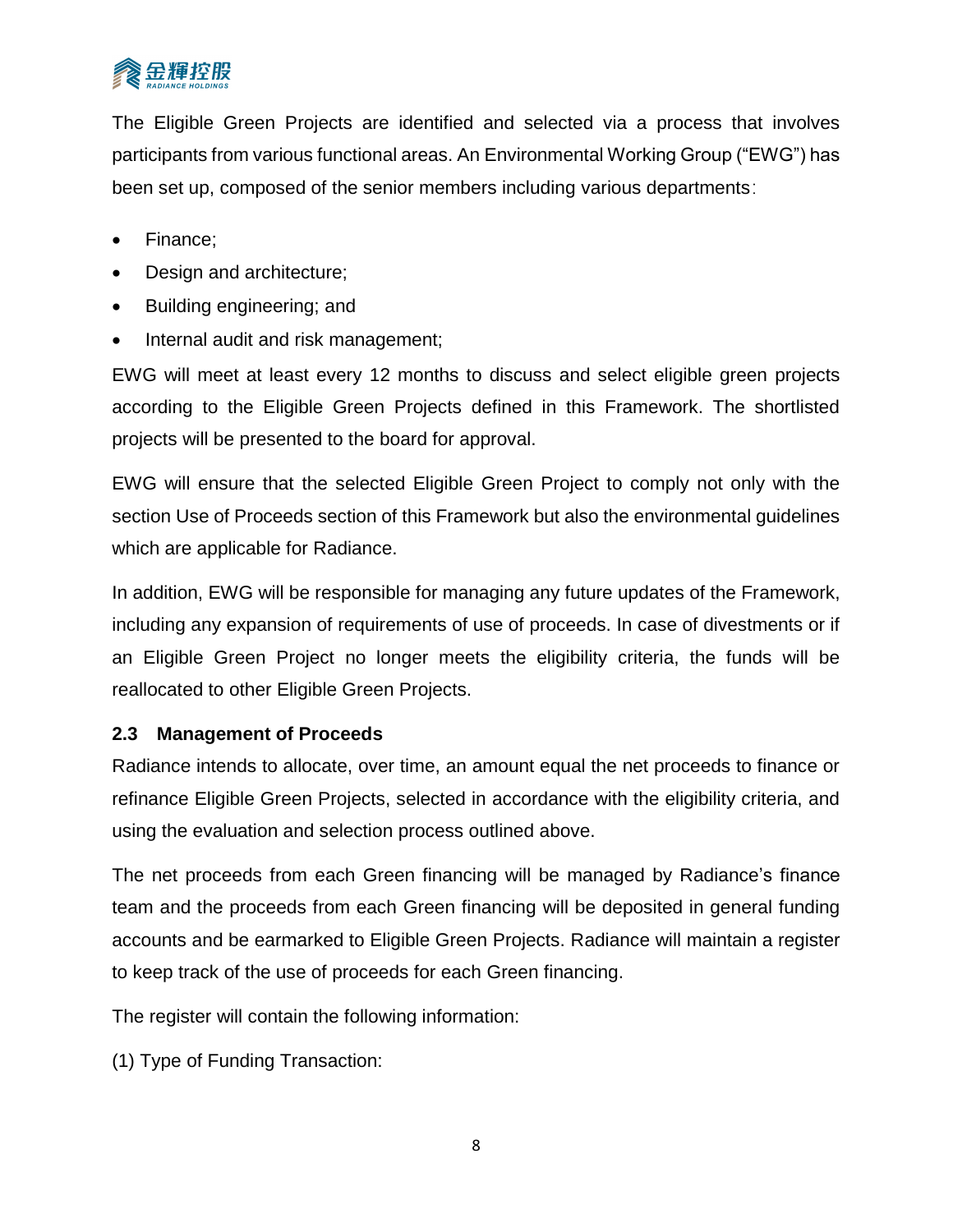The Eligible Green Projects are identified and selected via a process that involves participants from various functional areas. An Environmental Working Group ("EWG") has been set up, composed of the senior members including various departments：

- Finance;
- Design and architecture;
- Building engineering; and
- Internal audit and risk management;

EWG will meet at least every 12 months to discuss and select eligible green projects according to the Eligible Green Projects defined in this Framework. The shortlisted projects will be presented to the board for approval.

EWG will ensure that the selected Eligible Green Project to comply not only with the section Use of Proceeds section of this Framework but also the environmental guidelines which are applicable for Radiance.

In addition, EWG will be responsible for managing any future updates of the Framework, including any expansion of requirements of use of proceeds. In case of divestments or if an Eligible Green Project no longer meets the eligibility criteria, the funds will be reallocated to other Eligible Green Projects.

### 2.3 Management of Proceeds

Radiance intends to allocate, over time, an amount equal the net proceeds to finance or refinance Eligible Green Projects, selected in accordance with the eligibility criteria, and using the evaluation and selection process outlined above.

The net proceeds from each Green financing will be managed by Radiance's finance team and the proceeds from each Green financing will be deposited in general funding accounts and be earmarked to Eligible Green Projects. Radiance will maintain a register to keep track of the use of proceeds for each Green financing.

The register will contain the following information:

(1) Type of Funding Transaction: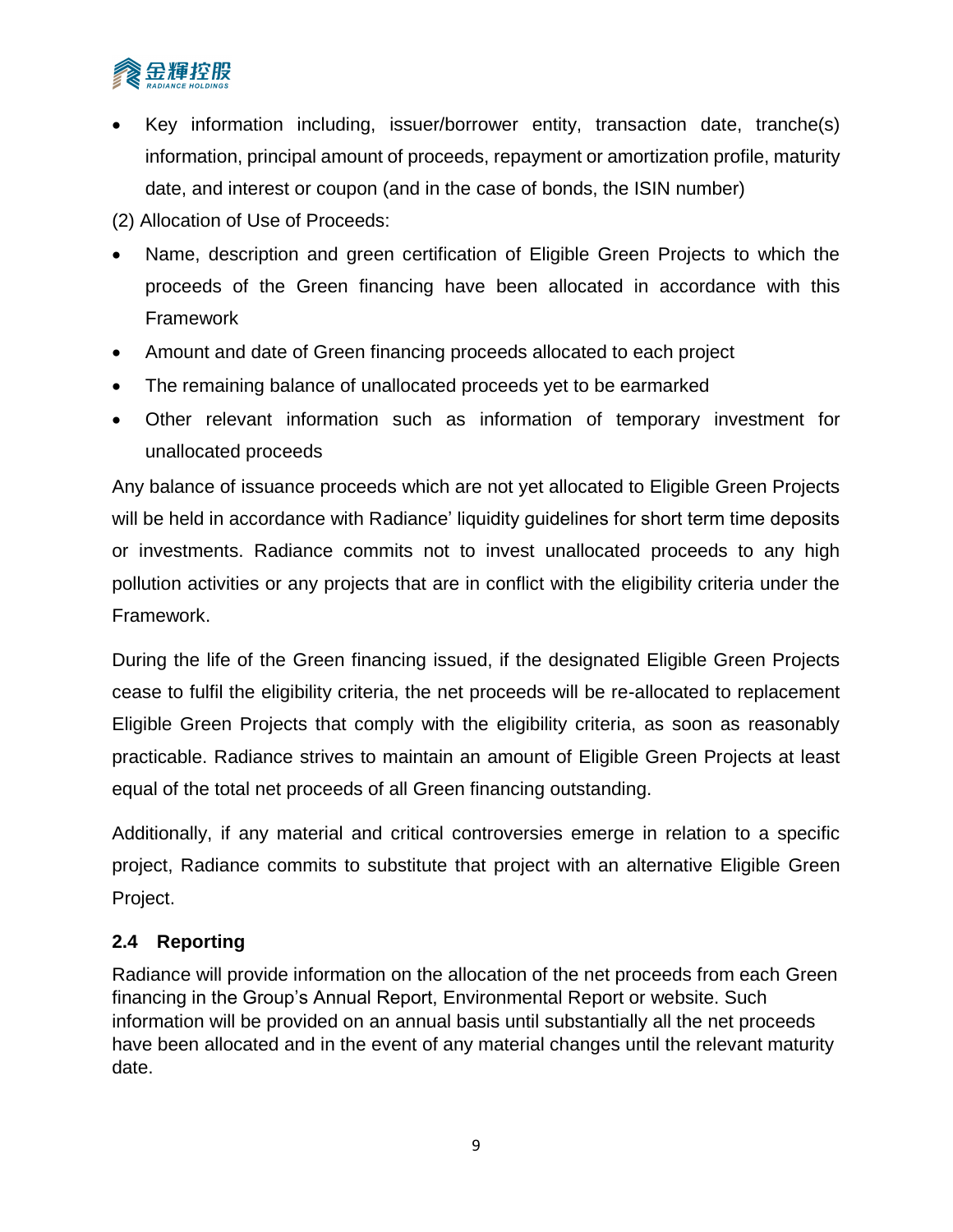- Key information including, issuer/borrower entity, transaction date, tranche(s) information, principal amount of proceeds, repayment or amortization profile, maturity date, and interest or coupon (and in the case of bonds, the ISIN number)

(2) Allocation of Use of Proceeds:

- Name, description and green certification of Eligible Green Projects to which the proceeds of the Green financing have been allocated in accordance with this Framework
- Amount and date of Green financing proceeds allocated to each project
- The remaining balance of unallocated proceeds yet to be earmarked
- Other relevant information such as information of temporary investment for unallocated proceeds

Any balance of issuance proceeds which are not yet allocated to Eligible Green Projects will be held in accordance with Radiance' liquidity guidelines for short term time deposits or investments. Radiance commits not to invest unallocated proceeds to any high pollution activities or any projects that are in conflict with the eligibility criteria under the Framework.

During the life of the Green financing issued, if the designated Eligible Green Projects cease to fulfil the eligibility criteria, the net proceeds will be re-allocated to replacement Eligible Green Projects that comply with the eligibility criteria, as soon as reasonably practicable. Radiance strives to maintain an amount of Eligible Green Projects at least equal of the total net proceeds of all Green financing outstanding.

Additionally, if any material and critical controversies emerge in relation to a specific project, Radiance commits to substitute that project with an alternative Eligible Green Project.

## 2.4 Reporting

Radiance will provide information on the allocation of the net proceeds from each Green financing in the Group's Annual Report, Environmental Report or website. Such information will be provided on an annual basis until substantially all the net proceeds have been allocated and in the event of any material changes until the relevant maturity date.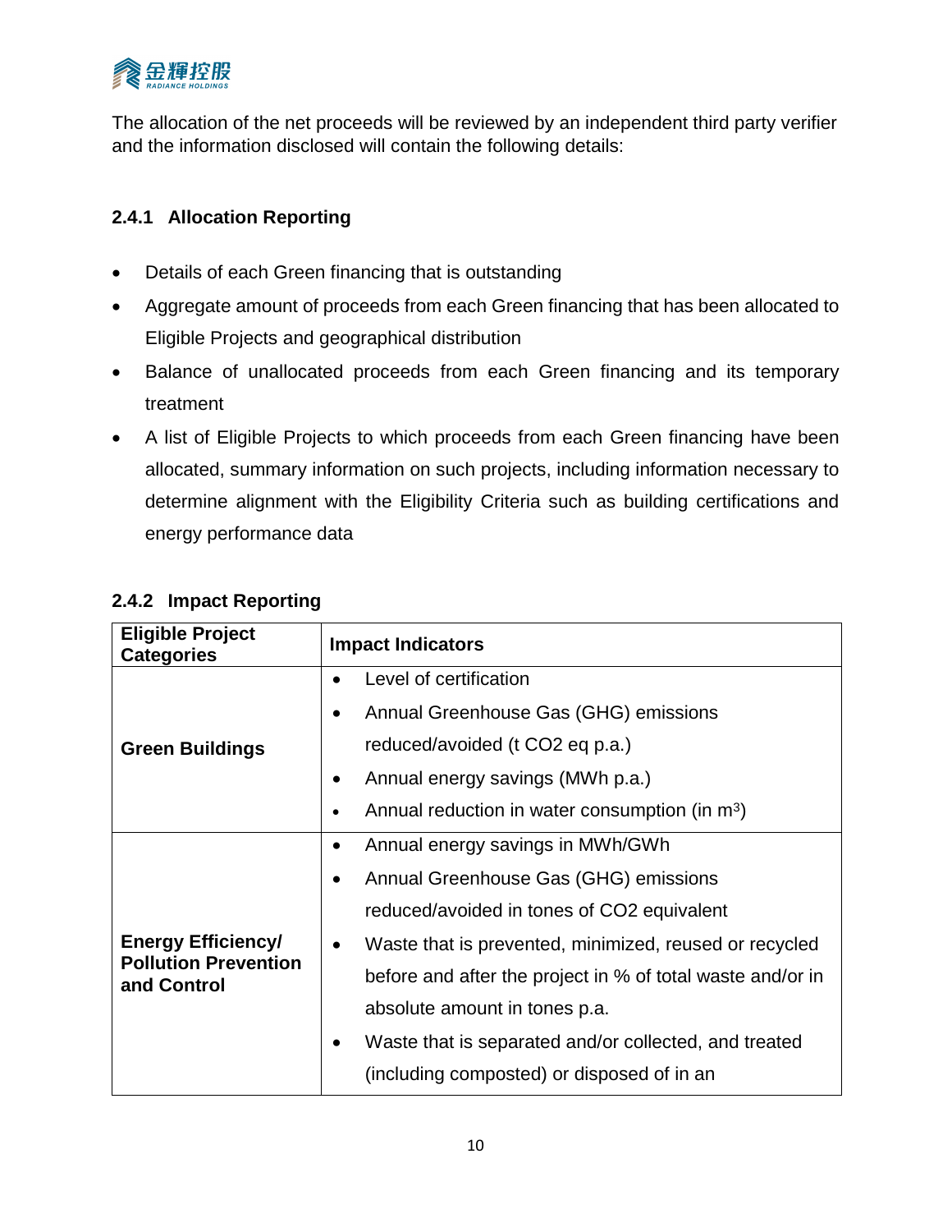The allocation of the net proceeds will be reviewed by an independent third party verifier and the information disclosed will contain the following details:

### 2.4.1 Allocation Reporting

- Details of each Green financing that is outstanding
- Aggregate amount of proceeds from each Green financing that has been allocated to Eligible Projects and geographical distribution
- Balance of unallocated proceeds from each Green financing and its temporary treatment
- A list of Eligible Projects to which proceeds from each Green financing have been allocated, summary information on such projects, including information necessary to determine alignment with the Eligibility Criteria such as building certifications and energy performance data

### 2.4.2 Impact Reporting

| Eligible Project Categories | Impact Indicators |
|---|---|
| **Green Buildings** | • Level of certification<br>• Annual Greenhouse Gas (GHG) emissions reduced/avoided (t $CO_2$ eq p.a.)<br>• Annual energy savings (MWh p.a.)<br>• Annual reduction in water consumption (in $m^3$) |
| **Energy Efficiency/ Pollution Prevention and Control** | • Annual energy savings in MWh/GWh<br>• Annual Greenhouse Gas (GHG) emissions reduced/avoided in tones of $CO_2$ equivalent<br>• Waste that is prevented, minimized, reused or recycled before and after the project in % of total waste and/or in absolute amount in tones p.a.<br>• Waste that is separated and/or collected, and treated (including composted) or disposed of in an |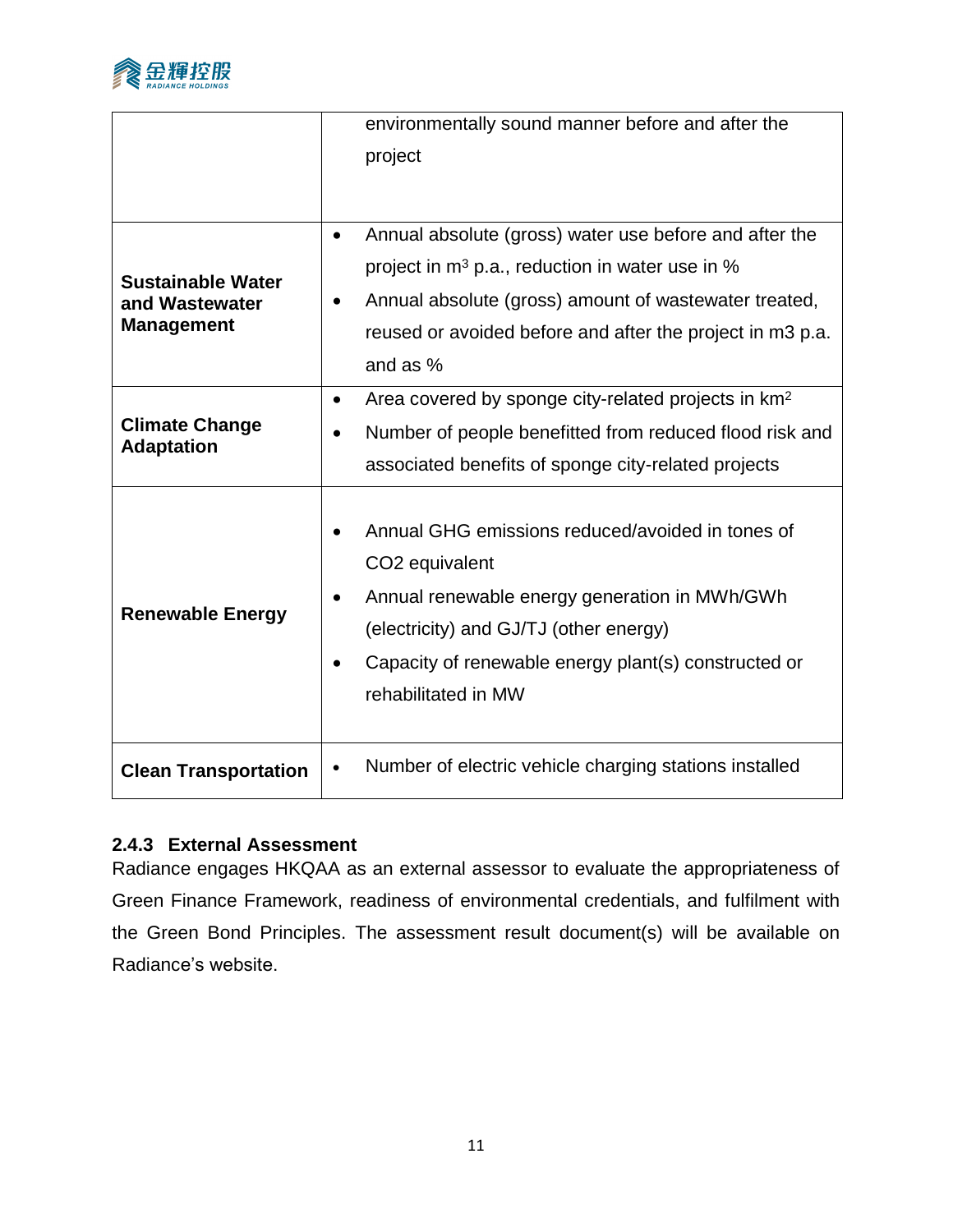| | |
|---|---|
| | environmentally sound manner before and after the project |
| **Sustainable Water and Wastewater Management** | • Annual absolute (gross) water use before and after the project in $m^3$ p.a., reduction in water use in %<br>• Annual absolute (gross) amount of wastewater treated, reused or avoided before and after the project in m3 p.a. and as % |
| **Climate Change Adaptation** | • Area covered by sponge city-related projects in $km^2$<br>• Number of people benefitted from reduced flood risk and associated benefits of sponge city-related projects |
| **Renewable Energy** | • Annual GHG emissions reduced/avoided in tones of CO2 equivalent<br>• Annual renewable energy generation in MWh/GWh (electricity) and GJ/TJ (other energy)<br>• Capacity of renewable energy plant(s) constructed or rehabilitated in MW |
| **Clean Transportation** | • Number of electric vehicle charging stations installed |

### 2.4.3 External Assessment

Radiance engages HKQAA as an external assessor to evaluate the appropriateness of Green Finance Framework, readiness of environmental credentials, and fulfilment with the Green Bond Principles. The assessment result document(s) will be available on Radiance's website.